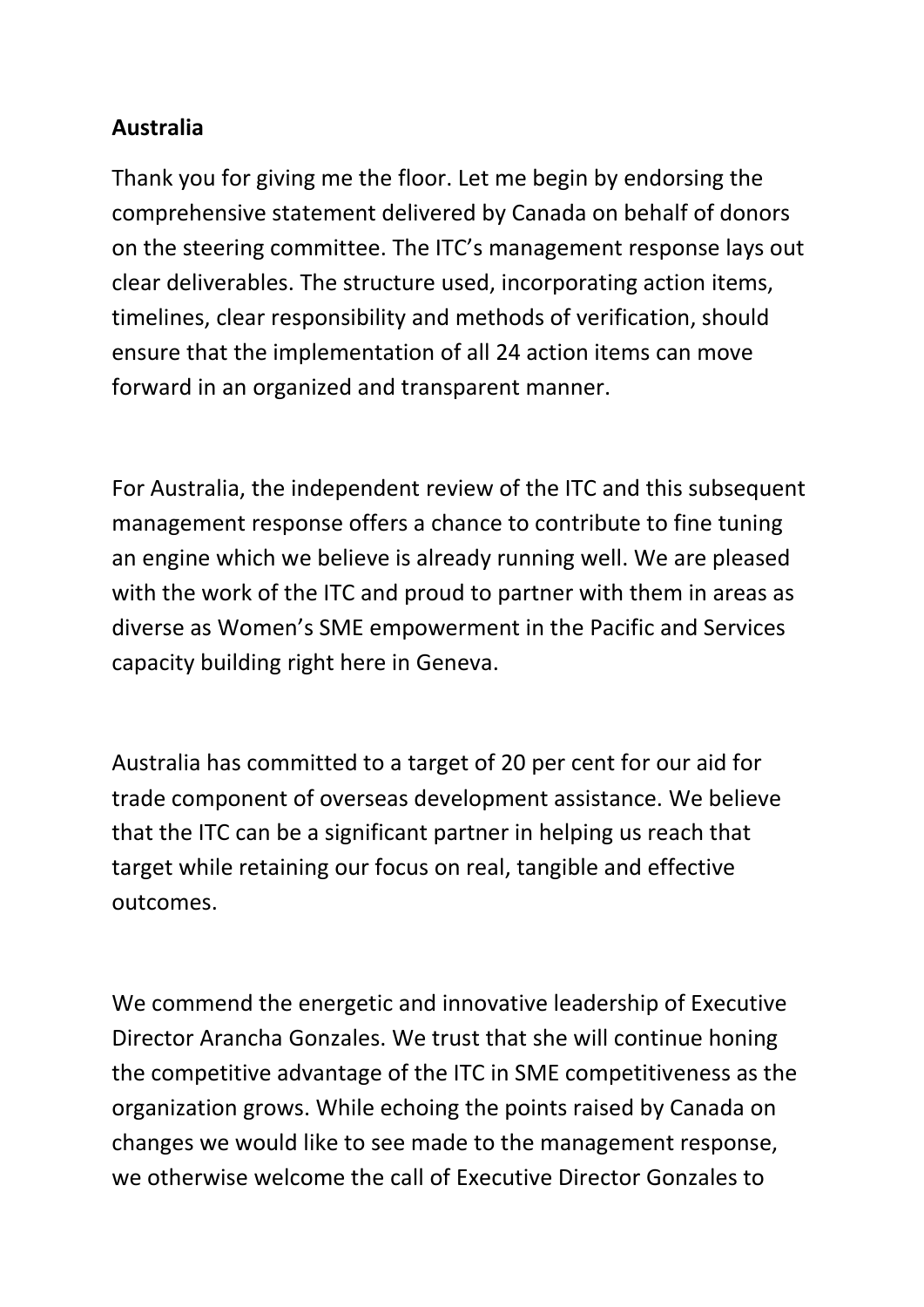**Australia**

Thank you for giving me the floor. Let me begin by endorsing the comprehensive statement delivered by Canada on behalf of donors on the steering committee. The ITC's management response lays out clear deliverables. The structure used, incorporating action items, timelines, clear responsibility and methods of verification, should ensure that the implementation of all 24 action items can move forward in an organized and transparent manner.

For Australia, the independent review of the ITC and this subsequent management response offers a chance to contribute to fine tuning an engine which we believe is already running well. We are pleased with the work of the ITC and proud to partner with them in areas as diverse as Women's SME empowerment in the Pacific and Services capacity building right here in Geneva.

Australia has committed to a target of 20 per cent for our aid for trade component of overseas development assistance. We believe that the ITC can be a significant partner in helping us reach that target while retaining our focus on real, tangible and effective outcomes.

We commend the energetic and innovative leadership of Executive Director Arancha Gonzales. We trust that she will continue honing the competitive advantage of the ITC in SME competitiveness as the organization grows. While echoing the points raised by Canada on changes we would like to see made to the management response, we otherwise welcome the call of Executive Director Gonzales to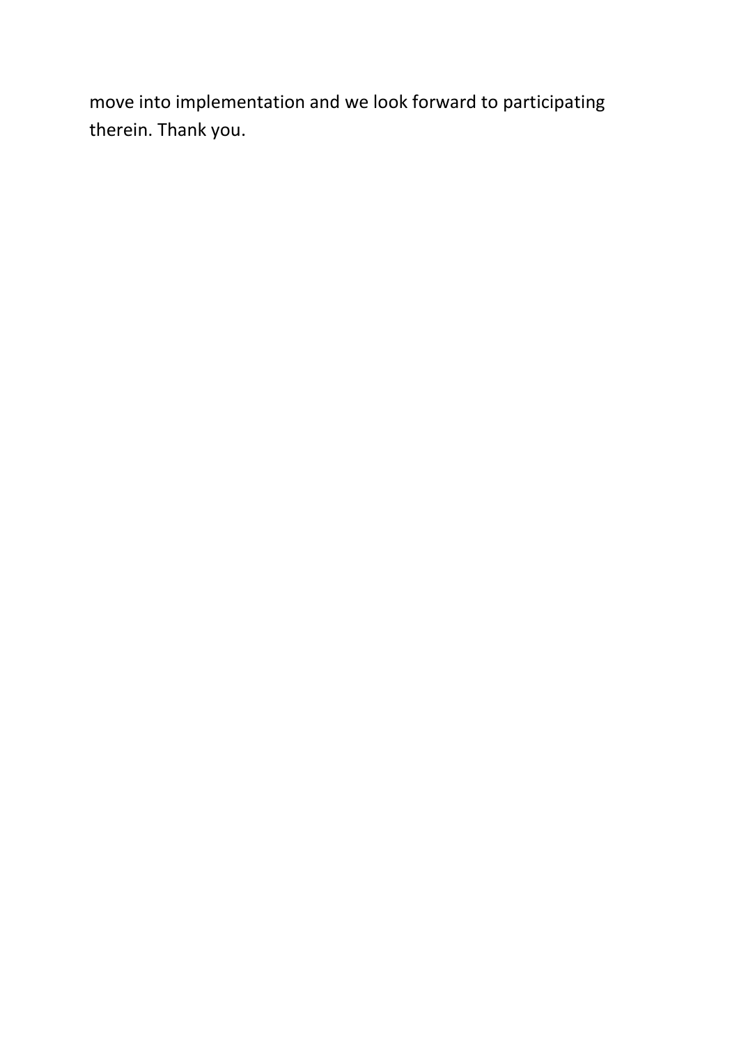move into implementation and we look forward to participating therein. Thank you.